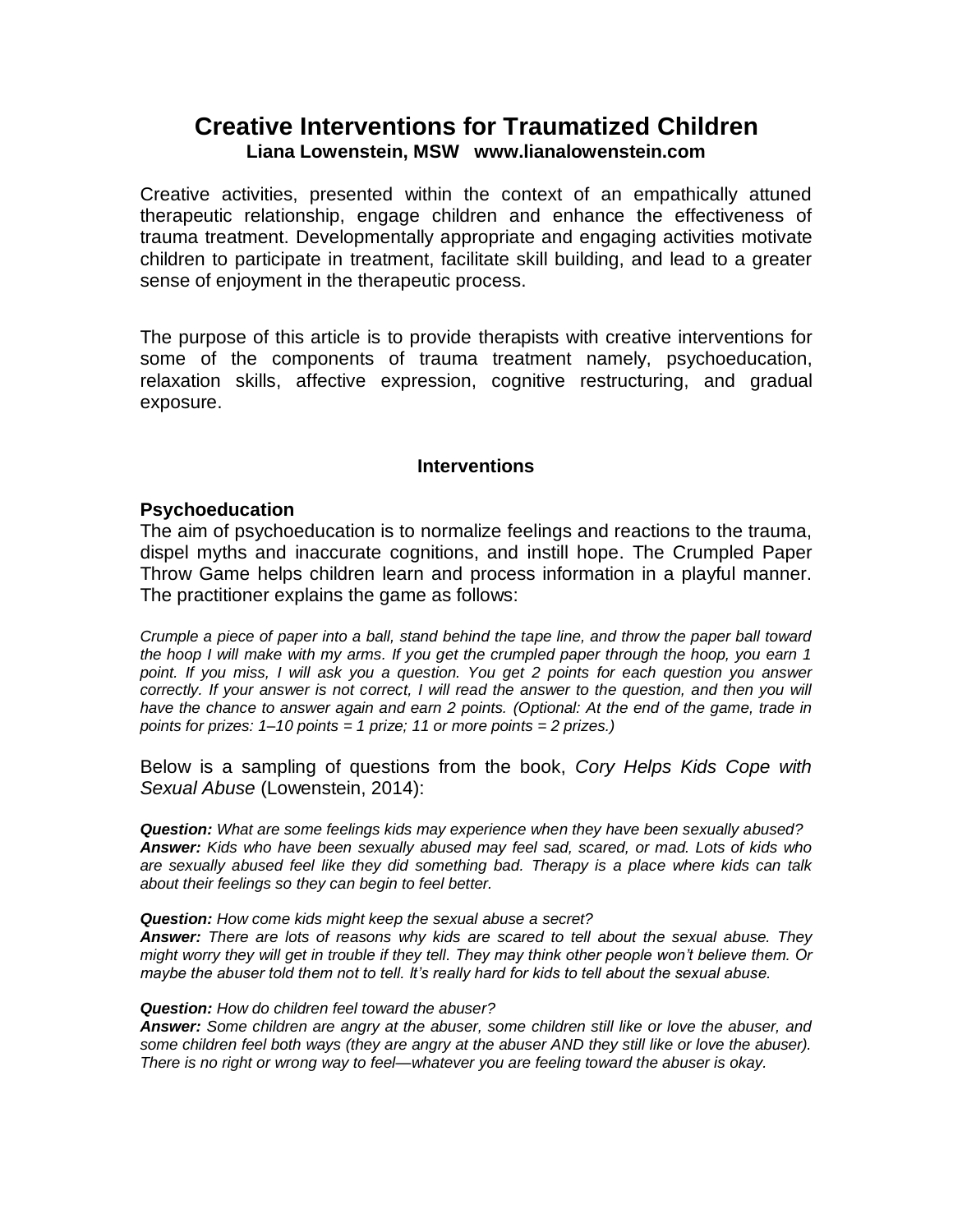# Creative Interventions for Traumatized Children

**Liana Lowenstein, MSW   www.lianalowenstein.com**

Creative activities, presented within the context of an empathically attuned therapeutic relationship, engage children and enhance the effectiveness of trauma treatment. Developmentally appropriate and engaging activities motivate children to participate in treatment, facilitate skill building, and lead to a greater sense of enjoyment in the therapeutic process.

The purpose of this article is to provide therapists with creative interventions for some of the components of trauma treatment namely, psychoeducation, relaxation skills, affective expression, cognitive restructuring, and gradual exposure.

## Interventions

### Psychoeducation

The aim of psychoeducation is to normalize feelings and reactions to the trauma, dispel myths and inaccurate cognitions, and instill hope. The Crumpled Paper Throw Game helps children learn and process information in a playful manner. The practitioner explains the game as follows:

*Crumple a piece of paper into a ball, stand behind the tape line, and throw the paper ball toward the hoop I will make with my arms. If you get the crumpled paper through the hoop, you earn 1 point. If you miss, I will ask you a question. You get 2 points for each question you answer correctly. If your answer is not correct, I will read the answer to the question, and then you will have the chance to answer again and earn 2 points. (Optional: At the end of the game, trade in points for prizes: 1–10 points = 1 prize; 11 or more points = 2 prizes.)*

Below is a sampling of questions from the book, *Cory Helps Kids Cope with Sexual Abuse* (Lowenstein, 2014):

***Question:*** *What are some feelings kids may experience when they have been sexually abused?*
***Answer:*** *Kids who have been sexually abused may feel sad, scared, or mad. Lots of kids who are sexually abused feel like they did something bad. Therapy is a place where kids can talk about their feelings so they can begin to feel better.*

***Question:*** *How come kids might keep the sexual abuse a secret?*
***Answer:*** *There are lots of reasons why kids are scared to tell about the sexual abuse. They might worry they will get in trouble if they tell. They may think other people won't believe them. Or maybe the abuser told them not to tell. It's really hard for kids to tell about the sexual abuse.*

***Question:*** *How do children feel toward the abuser?*
***Answer:*** *Some children are angry at the abuser, some children still like or love the abuser, and some children feel both ways (they are angry at the abuser AND they still like or love the abuser). There is no right or wrong way to feel—whatever you are feeling toward the abuser is okay.*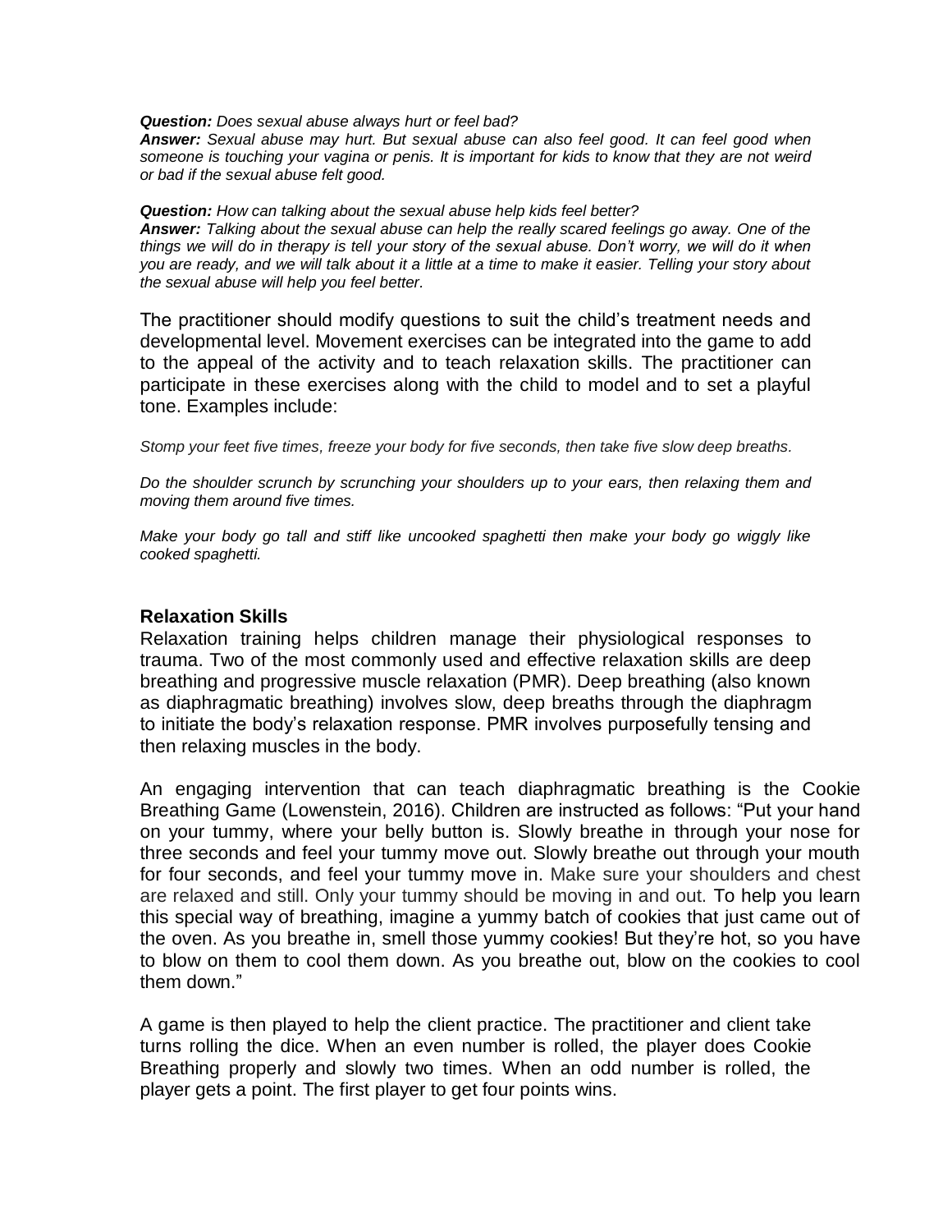***Question:*** *Does sexual abuse always hurt or feel bad?*
***Answer:*** *Sexual abuse may hurt. But sexual abuse can also feel good. It can feel good when someone is touching your vagina or penis. It is important for kids to know that they are not weird or bad if the sexual abuse felt good.*

***Question:*** *How can talking about the sexual abuse help kids feel better?*
***Answer:*** *Talking about the sexual abuse can help the really scared feelings go away. One of the things we will do in therapy is tell your story of the sexual abuse. Don't worry, we will do it when you are ready, and we will talk about it a little at a time to make it easier. Telling your story about the sexual abuse will help you feel better.*

The practitioner should modify questions to suit the child's treatment needs and developmental level. Movement exercises can be integrated into the game to add to the appeal of the activity and to teach relaxation skills. The practitioner can participate in these exercises along with the child to model and to set a playful tone. Examples include:

*Stomp your feet five times, freeze your body for five seconds, then take five slow deep breaths.*

*Do the shoulder scrunch by scrunching your shoulders up to your ears, then relaxing them and moving them around five times.*

*Make your body go tall and stiff like uncooked spaghetti then make your body go wiggly like cooked spaghetti.*

### Relaxation Skills

Relaxation training helps children manage their physiological responses to trauma. Two of the most commonly used and effective relaxation skills are deep breathing and progressive muscle relaxation (PMR). Deep breathing (also known as diaphragmatic breathing) involves slow, deep breaths through the diaphragm to initiate the body's relaxation response. PMR involves purposefully tensing and then relaxing muscles in the body.

An engaging intervention that can teach diaphragmatic breathing is the Cookie Breathing Game (Lowenstein, 2016). Children are instructed as follows: "Put your hand on your tummy, where your belly button is. Slowly breathe in through your nose for three seconds and feel your tummy move out. Slowly breathe out through your mouth for four seconds, and feel your tummy move in. Make sure your shoulders and chest are relaxed and still. Only your tummy should be moving in and out. To help you learn this special way of breathing, imagine a yummy batch of cookies that just came out of the oven. As you breathe in, smell those yummy cookies! But they're hot, so you have to blow on them to cool them down. As you breathe out, blow on the cookies to cool them down."

A game is then played to help the client practice. The practitioner and client take turns rolling the dice. When an even number is rolled, the player does Cookie Breathing properly and slowly two times. When an odd number is rolled, the player gets a point. The first player to get four points wins.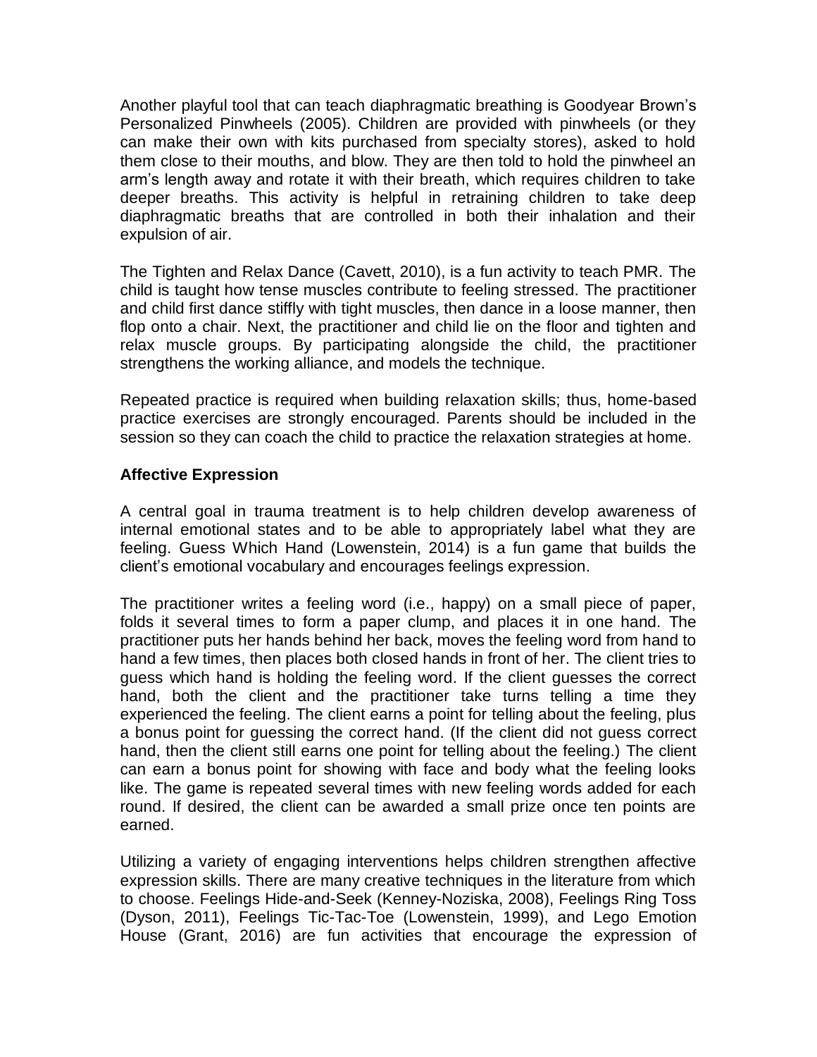Another playful tool that can teach diaphragmatic breathing is Goodyear Brown's Personalized Pinwheels (2005). Children are provided with pinwheels (or they can make their own with kits purchased from specialty stores), asked to hold them close to their mouths, and blow. They are then told to hold the pinwheel an arm's length away and rotate it with their breath, which requires children to take deeper breaths. This activity is helpful in retraining children to take deep diaphragmatic breaths that are controlled in both their inhalation and their expulsion of air.

The Tighten and Relax Dance (Cavett, 2010), is a fun activity to teach PMR. The child is taught how tense muscles contribute to feeling stressed. The practitioner and child first dance stiffly with tight muscles, then dance in a loose manner, then flop onto a chair. Next, the practitioner and child lie on the floor and tighten and relax muscle groups. By participating alongside the child, the practitioner strengthens the working alliance, and models the technique.

Repeated practice is required when building relaxation skills; thus, home-based practice exercises are strongly encouraged. Parents should be included in the session so they can coach the child to practice the relaxation strategies at home.

**Affective Expression**

A central goal in trauma treatment is to help children develop awareness of internal emotional states and to be able to appropriately label what they are feeling. Guess Which Hand (Lowenstein, 2014) is a fun game that builds the client's emotional vocabulary and encourages feelings expression.

The practitioner writes a feeling word (i.e., happy) on a small piece of paper, folds it several times to form a paper clump, and places it in one hand. The practitioner puts her hands behind her back, moves the feeling word from hand to hand a few times, then places both closed hands in front of her. The client tries to guess which hand is holding the feeling word. If the client guesses the correct hand, both the client and the practitioner take turns telling a time they experienced the feeling. The client earns a point for telling about the feeling, plus a bonus point for guessing the correct hand. (If the client did not guess correct hand, then the client still earns one point for telling about the feeling.) The client can earn a bonus point for showing with face and body what the feeling looks like. The game is repeated several times with new feeling words added for each round. If desired, the client can be awarded a small prize once ten points are earned.

Utilizing a variety of engaging interventions helps children strengthen affective expression skills. There are many creative techniques in the literature from which to choose. Feelings Hide-and-Seek (Kenney-Noziska, 2008), Feelings Ring Toss (Dyson, 2011), Feelings Tic-Tac-Toe (Lowenstein, 1999), and Lego Emotion House (Grant, 2016) are fun activities that encourage the expression of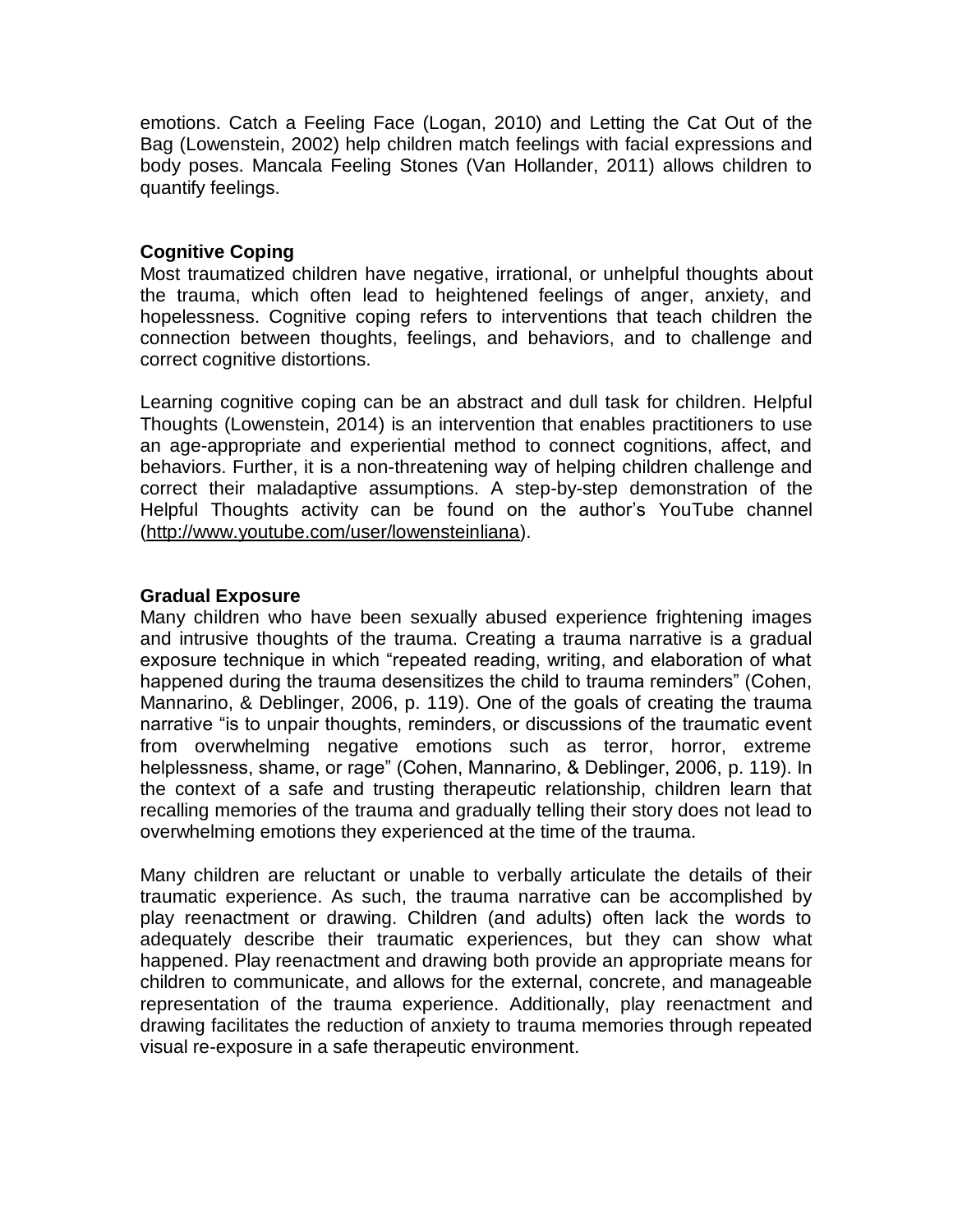emotions. Catch a Feeling Face (Logan, 2010) and Letting the Cat Out of the Bag (Lowenstein, 2002) help children match feelings with facial expressions and body poses. Mancala Feeling Stones (Van Hollander, 2011) allows children to quantify feelings.

**Cognitive Coping**

Most traumatized children have negative, irrational, or unhelpful thoughts about the trauma, which often lead to heightened feelings of anger, anxiety, and hopelessness. Cognitive coping refers to interventions that teach children the connection between thoughts, feelings, and behaviors, and to challenge and correct cognitive distortions.

Learning cognitive coping can be an abstract and dull task for children. Helpful Thoughts (Lowenstein, 2014) is an intervention that enables practitioners to use an age-appropriate and experiential method to connect cognitions, affect, and behaviors. Further, it is a non-threatening way of helping children challenge and correct their maladaptive assumptions. A step-by-step demonstration of the Helpful Thoughts activity can be found on the author's YouTube channel (http://www.youtube.com/user/lowensteinliana).

**Gradual Exposure**

Many children who have been sexually abused experience frightening images and intrusive thoughts of the trauma. Creating a trauma narrative is a gradual exposure technique in which "repeated reading, writing, and elaboration of what happened during the trauma desensitizes the child to trauma reminders" (Cohen, Mannarino, & Deblinger, 2006, p. 119). One of the goals of creating the trauma narrative "is to unpair thoughts, reminders, or discussions of the traumatic event from overwhelming negative emotions such as terror, horror, extreme helplessness, shame, or rage" (Cohen, Mannarino, & Deblinger, 2006, p. 119). In the context of a safe and trusting therapeutic relationship, children learn that recalling memories of the trauma and gradually telling their story does not lead to overwhelming emotions they experienced at the time of the trauma.

Many children are reluctant or unable to verbally articulate the details of their traumatic experience. As such, the trauma narrative can be accomplished by play reenactment or drawing. Children (and adults) often lack the words to adequately describe their traumatic experiences, but they can show what happened. Play reenactment and drawing both provide an appropriate means for children to communicate, and allows for the external, concrete, and manageable representation of the trauma experience. Additionally, play reenactment and drawing facilitates the reduction of anxiety to trauma memories through repeated visual re-exposure in a safe therapeutic environment.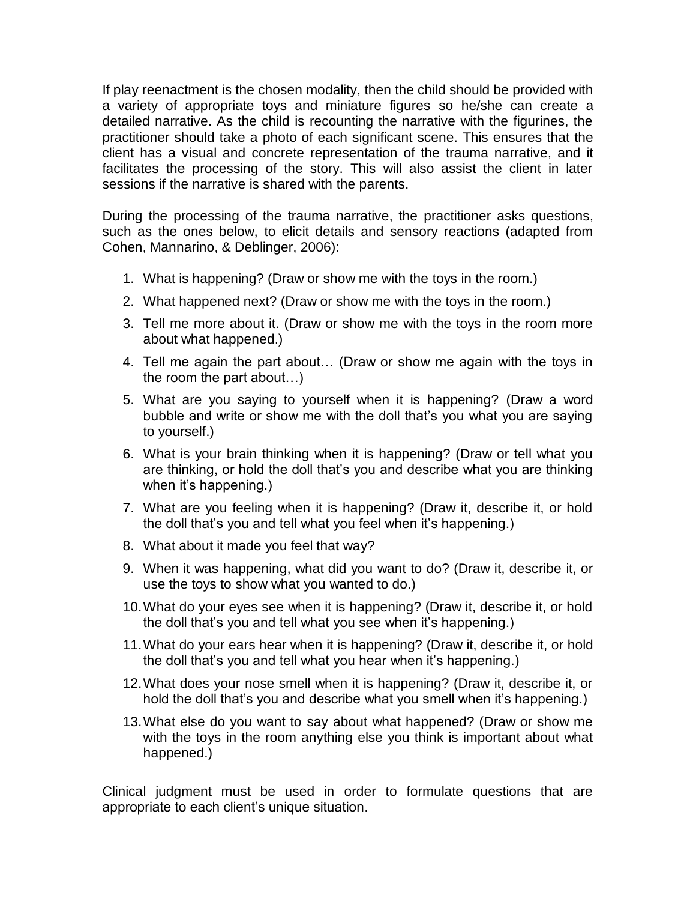If play reenactment is the chosen modality, then the child should be provided with a variety of appropriate toys and miniature figures so he/she can create a detailed narrative. As the child is recounting the narrative with the figurines, the practitioner should take a photo of each significant scene. This ensures that the client has a visual and concrete representation of the trauma narrative, and it facilitates the processing of the story. This will also assist the client in later sessions if the narrative is shared with the parents.

During the processing of the trauma narrative, the practitioner asks questions, such as the ones below, to elicit details and sensory reactions (adapted from Cohen, Mannarino, & Deblinger, 2006):

1. What is happening? (Draw or show me with the toys in the room.)
2. What happened next? (Draw or show me with the toys in the room.)
3. Tell me more about it. (Draw or show me with the toys in the room more about what happened.)
4. Tell me again the part about… (Draw or show me again with the toys in the room the part about…)
5. What are you saying to yourself when it is happening? (Draw a word bubble and write or show me with the doll that's you what you are saying to yourself.)
6. What is your brain thinking when it is happening? (Draw or tell what you are thinking, or hold the doll that's you and describe what you are thinking when it's happening.)
7. What are you feeling when it is happening? (Draw it, describe it, or hold the doll that's you and tell what you feel when it's happening.)
8. What about it made you feel that way?
9. When it was happening, what did you want to do? (Draw it, describe it, or use the toys to show what you wanted to do.)
10. What do your eyes see when it is happening? (Draw it, describe it, or hold the doll that's you and tell what you see when it's happening.)
11. What do your ears hear when it is happening? (Draw it, describe it, or hold the doll that's you and tell what you hear when it's happening.)
12. What does your nose smell when it is happening? (Draw it, describe it, or hold the doll that's you and describe what you smell when it's happening.)
13. What else do you want to say about what happened? (Draw or show me with the toys in the room anything else you think is important about what happened.)

Clinical judgment must be used in order to formulate questions that are appropriate to each client's unique situation.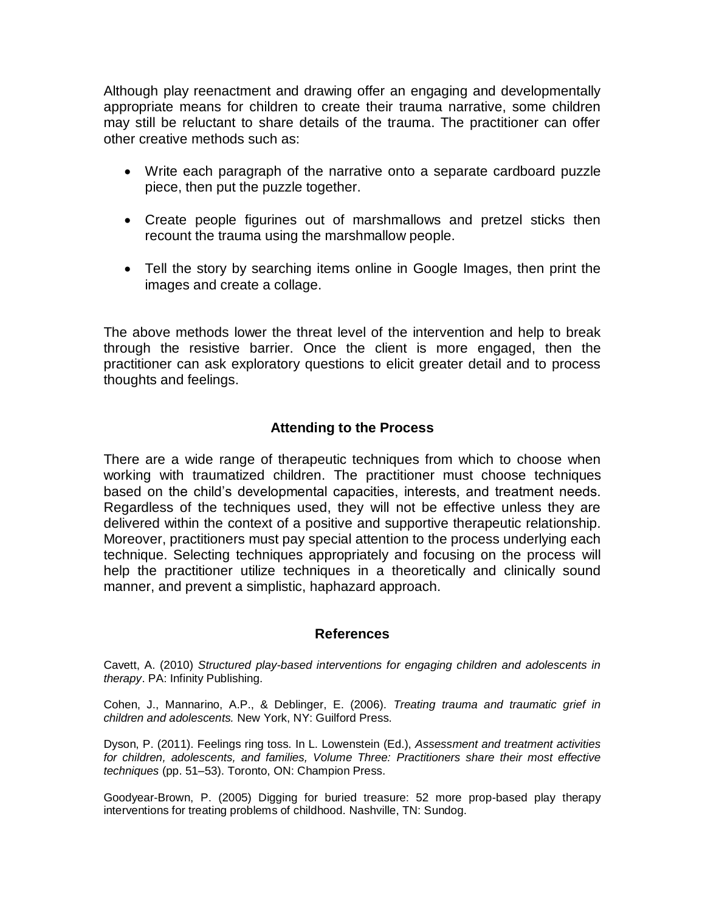Although play reenactment and drawing offer an engaging and developmentally appropriate means for children to create their trauma narrative, some children may still be reluctant to share details of the trauma. The practitioner can offer other creative methods such as:

- Write each paragraph of the narrative onto a separate cardboard puzzle piece, then put the puzzle together.
- Create people figurines out of marshmallows and pretzel sticks then recount the trauma using the marshmallow people.
- Tell the story by searching items online in Google Images, then print the images and create a collage.

The above methods lower the threat level of the intervention and help to break through the resistive barrier. Once the client is more engaged, then the practitioner can ask exploratory questions to elicit greater detail and to process thoughts and feelings.

## Attending to the Process

There are a wide range of therapeutic techniques from which to choose when working with traumatized children. The practitioner must choose techniques based on the child's developmental capacities, interests, and treatment needs. Regardless of the techniques used, they will not be effective unless they are delivered within the context of a positive and supportive therapeutic relationship. Moreover, practitioners must pay special attention to the process underlying each technique. Selecting techniques appropriately and focusing on the process will help the practitioner utilize techniques in a theoretically and clinically sound manner, and prevent a simplistic, haphazard approach.

## References

Cavett, A. (2010) *Structured play-based interventions for engaging children and adolescents in therapy*. PA: Infinity Publishing.

Cohen, J., Mannarino, A.P., & Deblinger, E. (2006). *Treating trauma and traumatic grief in children and adolescents.* New York, NY: Guilford Press.

Dyson, P. (2011). Feelings ring toss. In L. Lowenstein (Ed.), *Assessment and treatment activities for children, adolescents, and families, Volume Three: Practitioners share their most effective techniques* (pp. 51–53). Toronto, ON: Champion Press.

Goodyear-Brown, P. (2005) Digging for buried treasure: 52 more prop-based play therapy interventions for treating problems of childhood. Nashville, TN: Sundog.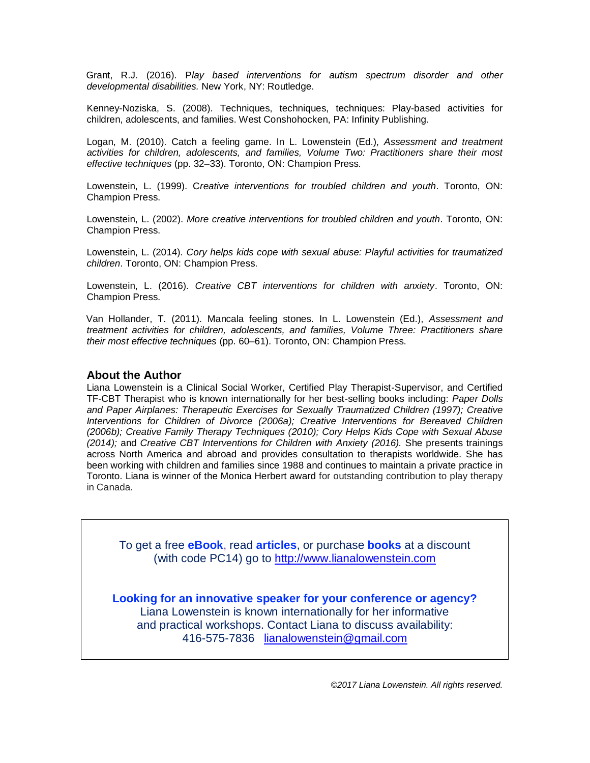Grant, R.J. (2016). *Play based interventions for autism spectrum disorder and other developmental disabilities.* New York, NY: Routledge.

Kenney-Noziska, S. (2008). Techniques, techniques, techniques: Play-based activities for children, adolescents, and families. West Conshohocken, PA: Infinity Publishing.

Logan, M. (2010). Catch a feeling game. In L. Lowenstein (Ed.), *Assessment and treatment activities for children, adolescents, and families, Volume Two: Practitioners share their most effective techniques* (pp. 32–33). Toronto, ON: Champion Press.

Lowenstein, L. (1999). *Creative interventions for troubled children and youth*. Toronto, ON: Champion Press.

Lowenstein, L. (2002). *More creative interventions for troubled children and youth*. Toronto, ON: Champion Press.

Lowenstein, L. (2014). *Cory helps kids cope with sexual abuse: Playful activities for traumatized children*. Toronto, ON: Champion Press.

Lowenstein, L. (2016). *Creative CBT interventions for children with anxiety*. Toronto, ON: Champion Press.

Van Hollander, T. (2011). Mancala feeling stones. In L. Lowenstein (Ed.), *Assessment and treatment activities for children, adolescents, and families, Volume Three: Practitioners share their most effective techniques* (pp. 60–61). Toronto, ON: Champion Press.

## About the Author

Liana Lowenstein is a Clinical Social Worker, Certified Play Therapist-Supervisor, and Certified TF-CBT Therapist who is known internationally for her best-selling books including: *Paper Dolls and Paper Airplanes: Therapeutic Exercises for Sexually Traumatized Children (1997); Creative Interventions for Children of Divorce (2006a); Creative Interventions for Bereaved Children (2006b); Creative Family Therapy Techniques (2010); Cory Helps Kids Cope with Sexual Abuse (2014);* and *Creative CBT Interventions for Children with Anxiety (2016).* She presents trainings across North America and abroad and provides consultation to therapists worldwide. She has been working with children and families since 1988 and continues to maintain a private practice in Toronto. Liana is winner of the Monica Herbert award for outstanding contribution to play therapy in Canada.

To get a free **eBook**, read **articles**, or purchase **books** at a discount (with code PC14) go to http://www.lianalowenstein.com

**Looking for an innovative speaker for your conference or agency?**
Liana Lowenstein is known internationally for her informative and practical workshops. Contact Liana to discuss availability:
416-575-7836 lianalowenstein@gmail.com

*©2017 Liana Lowenstein. All rights reserved.*